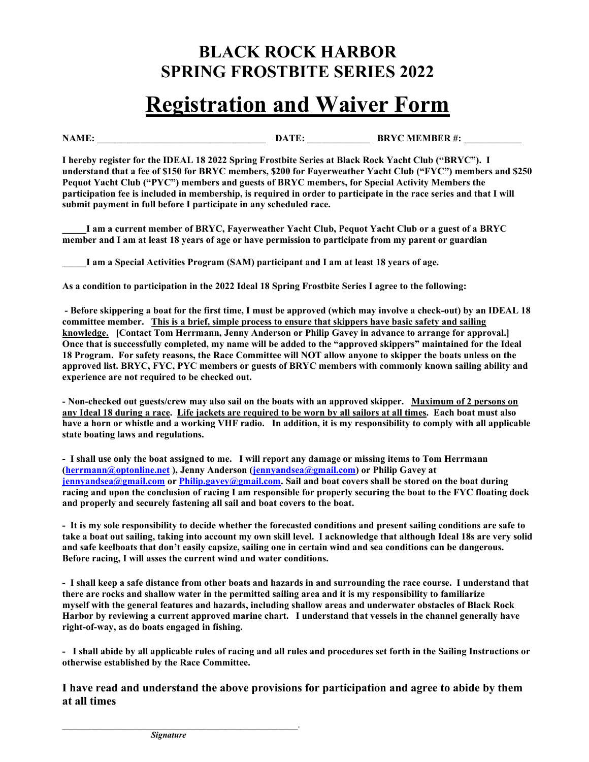# BLACK ROCK HARBOR
# SPRING FROSTBITE SERIES 2022

# Registration and Waiver Form

**NAME: ___________________________________ DATE: _____________ BRYC MEMBER #: ____________**

**I hereby register for the IDEAL 18 2022 Spring Frostbite Series at Black Rock Yacht Club ("BRYC"). I understand that a fee of $150 for BRYC members, $200 for Fayerweather Yacht Club ("FYC") members and $250 Pequot Yacht Club ("PYC") members and guests of BRYC members, for Special Activity Members the participation fee is included in membership, is required in order to participate in the race series and that I will submit payment in full before I participate in any scheduled race.**

**_____I am a current member of BRYC, Fayerweather Yacht Club, Pequot Yacht Club or a guest of a BRYC member and I am at least 18 years of age or have permission to participate from my parent or guardian**

**_____I am a Special Activities Program (SAM) participant and I am at least 18 years of age.**

**As a condition to participation in the 2022 Ideal 18 Spring Frostbite Series I agree to the following:**

**- Before skippering a boat for the first time, I must be approved (which may involve a check-out) by an IDEAL 18 committee member. <u>This is a brief, simple process to ensure that skippers have basic safety and sailing knowledge.</u> [Contact Tom Herrmann, Jenny Anderson or Philip Gavey in advance to arrange for approval.] Once that is successfully completed, my name will be added to the "approved skippers" maintained for the Ideal 18 Program. For safety reasons, the Race Committee will NOT allow anyone to skipper the boats unless on the approved list. BRYC, FYC, PYC members or guests of BRYC members with commonly known sailing ability and experience are not required to be checked out.**

**- Non-checked out guests/crew may also sail on the boats with an approved skipper. <u>Maximum of 2 persons on any Ideal 18 during a race</u>. <u>Life jackets are required to be worn by all sailors at all times</u>. Each boat must also have a horn or whistle and a working VHF radio. In addition, it is my responsibility to comply with all applicable state boating laws and regulations.**

**- I shall use only the boat assigned to me. I will report any damage or missing items to Tom Herrmann (herrmann@optonline.net ), Jenny Anderson (jennyandsea@gmail.com) or Philip Gavey at jennyandsea@gmail.com or Philip.gavey@gmail.com. Sail and boat covers shall be stored on the boat during racing and upon the conclusion of racing I am responsible for properly securing the boat to the FYC floating dock and properly and securely fastening all sail and boat covers to the boat.**

**- It is my sole responsibility to decide whether the forecasted conditions and present sailing conditions are safe to take a boat out sailing, taking into account my own skill level. I acknowledge that although Ideal 18s are very solid and safe keelboats that don't easily capsize, sailing one in certain wind and sea conditions can be dangerous. Before racing, I will asses the current wind and water conditions.**

**- I shall keep a safe distance from other boats and hazards in and surrounding the race course. I understand that there are rocks and shallow water in the permitted sailing area and it is my responsibility to familiarize myself with the general features and hazards, including shallow areas and underwater obstacles of Black Rock Harbor by reviewing a current approved marine chart. I understand that vessels in the channel generally have right-of-way, as do boats engaged in fishing.**

**- I shall abide by all applicable rules of racing and all rules and procedures set forth in the Sailing Instructions or otherwise established by the Race Committee.**

**I have read and understand the above provisions for participation and agree to abide by them at all times**

_____________________________________________________.

***Signature***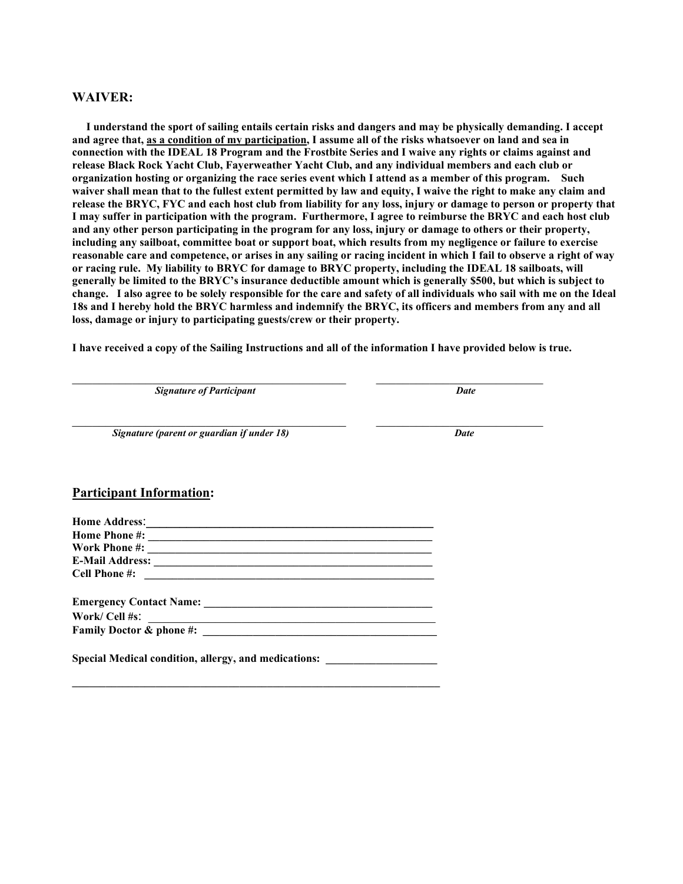## WAIVER:

**I understand the sport of sailing entails certain risks and dangers and may be physically demanding. I accept and agree that, <u>as a condition of my participation</u>, I assume all of the risks whatsoever on land and sea in connection with the IDEAL 18 Program and the Frostbite Series and I waive any rights or claims against and release Black Rock Yacht Club, Fayerweather Yacht Club, and any individual members and each club or organization hosting or organizing the race series event which I attend as a member of this program. Such waiver shall mean that to the fullest extent permitted by law and equity, I waive the right to make any claim and release the BRYC, FYC and each host club from liability for any loss, injury or damage to person or property that I may suffer in participation with the program. Furthermore, I agree to reimburse the BRYC and each host club and any other person participating in the program for any loss, injury or damage to others or their property, including any sailboat, committee boat or support boat, which results from my negligence or failure to exercise reasonable care and competence, or arises in any sailing or racing incident in which I fail to observe a right of way or racing rule. My liability to BRYC for damage to BRYC property, including the IDEAL 18 sailboats, will generally be limited to the BRYC's insurance deductible amount which is generally $500, but which is subject to change. I also agree to be solely responsible for the care and safety of all individuals who sail with me on the Ideal 18s and I hereby hold the BRYC harmless and indemnify the BRYC, its officers and members from any and all loss, damage or injury to participating guests/crew or their property.**

**I have received a copy of the Sailing Instructions and all of the information I have provided below is true.**

\_\_\_\_\_\_\_\_\_\_\_\_\_\_\_\_\_\_\_\_\_\_\_\_\_\_\_\_\_\_\_\_\_\_\_\_\_\_\_\_ \_\_\_\_\_\_\_\_\_\_\_\_\_\_\_\_\_\_\_\_\_\_\_\_\_\_\_\_
***Signature of Participant*** ***Date***

\_\_\_\_\_\_\_\_\_\_\_\_\_\_\_\_\_\_\_\_\_\_\_\_\_\_\_\_\_\_\_\_\_\_\_\_\_\_\_\_ \_\_\_\_\_\_\_\_\_\_\_\_\_\_\_\_\_\_\_\_\_\_\_\_\_\_\_\_
***Signature (parent or guardian if under 18)*** ***Date***

## <u>Participant Information</u>:

**Home Address**:\_\_\_\_\_\_\_\_\_\_\_\_\_\_\_\_\_\_\_\_\_\_\_\_\_\_\_\_\_\_\_\_\_\_\_\_\_\_\_\_\_\_
**Home Phone #:** \_\_\_\_\_\_\_\_\_\_\_\_\_\_\_\_\_\_\_\_\_\_\_\_\_\_\_\_\_\_\_\_\_\_\_\_\_\_\_\_\_\_
**Work Phone #:** \_\_\_\_\_\_\_\_\_\_\_\_\_\_\_\_\_\_\_\_\_\_\_\_\_\_\_\_\_\_\_\_\_\_\_\_\_\_\_\_\_\_
**E-Mail Address:** \_\_\_\_\_\_\_\_\_\_\_\_\_\_\_\_\_\_\_\_\_\_\_\_\_\_\_\_\_\_\_\_\_\_\_\_\_\_\_\_\_\_
**Cell Phone #:** \_\_\_\_\_\_\_\_\_\_\_\_\_\_\_\_\_\_\_\_\_\_\_\_\_\_\_\_\_\_\_\_\_\_\_\_\_\_\_\_\_\_

**Emergency Contact Name:** \_\_\_\_\_\_\_\_\_\_\_\_\_\_\_\_\_\_\_\_\_\_\_\_\_\_\_\_\_\_\_\_\_\_
**Work/ Cell #s**: \_\_\_\_\_\_\_\_\_\_\_\_\_\_\_\_\_\_\_\_\_\_\_\_\_\_\_\_\_\_\_\_\_\_\_\_\_\_\_\_\_\_
**Family Doctor & phone #:** \_\_\_\_\_\_\_\_\_\_\_\_\_\_\_\_\_\_\_\_\_\_\_\_\_\_\_\_\_\_\_\_\_\_

**Special Medical condition, allergy, and medications:** \_\_\_\_\_\_\_\_\_\_\_\_\_\_\_\_

\_\_\_\_\_\_\_\_\_\_\_\_\_\_\_\_\_\_\_\_\_\_\_\_\_\_\_\_\_\_\_\_\_\_\_\_\_\_\_\_\_\_\_\_\_\_\_\_\_\_\_\_\_\_\_\_